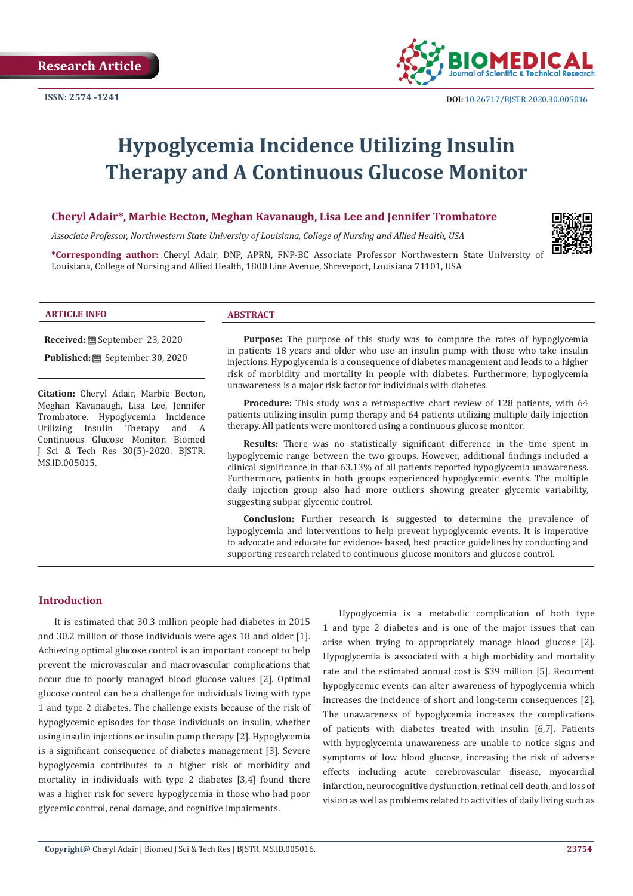Research Article

ISSN: 2574 -1241

DOI: 10.26717/BJSTR.2020.30.005016

# Hypoglycemia Incidence Utilizing Insulin Therapy and A Continuous Glucose Monitor

**Cheryl Adair*, Marbie Becton, Meghan Kavanaugh, Lisa Lee and Jennifer Trombatore**

*Associate Professor, Northwestern State University of Louisiana, College of Nursing and Allied Health, USA*

***Corresponding author:** Cheryl Adair, DNP, APRN, FNP-BC Associate Professor Northwestern State University of Louisiana, College of Nursing and Allied Health, 1800 Line Avenue, Shreveport, Louisiana 71101, USA

## ARTICLE INFO

**Received:** September 23, 2020

**Published:** September 30, 2020

**Citation:** Cheryl Adair, Marbie Becton, Meghan Kavanaugh, Lisa Lee, Jennifer Trombatore. Hypoglycemia Incidence Utilizing Insulin Therapy and A Continuous Glucose Monitor. Biomed J Sci & Tech Res 30(5)-2020. BJSTR. MS.ID.005015.

## ABSTRACT

**Purpose:** The purpose of this study was to compare the rates of hypoglycemia in patients 18 years and older who use an insulin pump with those who take insulin injections. Hypoglycemia is a consequence of diabetes management and leads to a higher risk of morbidity and mortality in people with diabetes. Furthermore, hypoglycemia unawareness is a major risk factor for individuals with diabetes.

**Procedure:** This study was a retrospective chart review of 128 patients, with 64 patients utilizing insulin pump therapy and 64 patients utilizing multiple daily injection therapy. All patients were monitored using a continuous glucose monitor.

**Results:** There was no statistically significant difference in the time spent in hypoglycemic range between the two groups. However, additional findings included a clinical significance in that 63.13% of all patients reported hypoglycemia unawareness. Furthermore, patients in both groups experienced hypoglycemic events. The multiple daily injection group also had more outliers showing greater glycemic variability, suggesting subpar glycemic control.

**Conclusion:** Further research is suggested to determine the prevalence of hypoglycemia and interventions to help prevent hypoglycemic events. It is imperative to advocate and educate for evidence- based, best practice guidelines by conducting and supporting research related to continuous glucose monitors and glucose control.

## Introduction

It is estimated that 30.3 million people had diabetes in 2015 and 30.2 million of those individuals were ages 18 and older [1]. Achieving optimal glucose control is an important concept to help prevent the microvascular and macrovascular complications that occur due to poorly managed blood glucose values [2]. Optimal glucose control can be a challenge for individuals living with type 1 and type 2 diabetes. The challenge exists because of the risk of hypoglycemic episodes for those individuals on insulin, whether using insulin injections or insulin pump therapy [2]. Hypoglycemia is a significant consequence of diabetes management [3]. Severe hypoglycemia contributes to a higher risk of morbidity and mortality in individuals with type 2 diabetes [3,4] found there was a higher risk for severe hypoglycemia in those who had poor glycemic control, renal damage, and cognitive impairments.

Hypoglycemia is a metabolic complication of both type 1 and type 2 diabetes and is one of the major issues that can arise when trying to appropriately manage blood glucose [2]. Hypoglycemia is associated with a high morbidity and mortality rate and the estimated annual cost is $39 million [5]. Recurrent hypoglycemic events can alter awareness of hypoglycemia which increases the incidence of short and long-term consequences [2]. The unawareness of hypoglycemia increases the complications of patients with diabetes treated with insulin [6,7]. Patients with hypoglycemia unawareness are unable to notice signs and symptoms of low blood glucose, increasing the risk of adverse effects including acute cerebrovascular disease, myocardial infarction, neurocognitive dysfunction, retinal cell death, and loss of vision as well as problems related to activities of daily living such as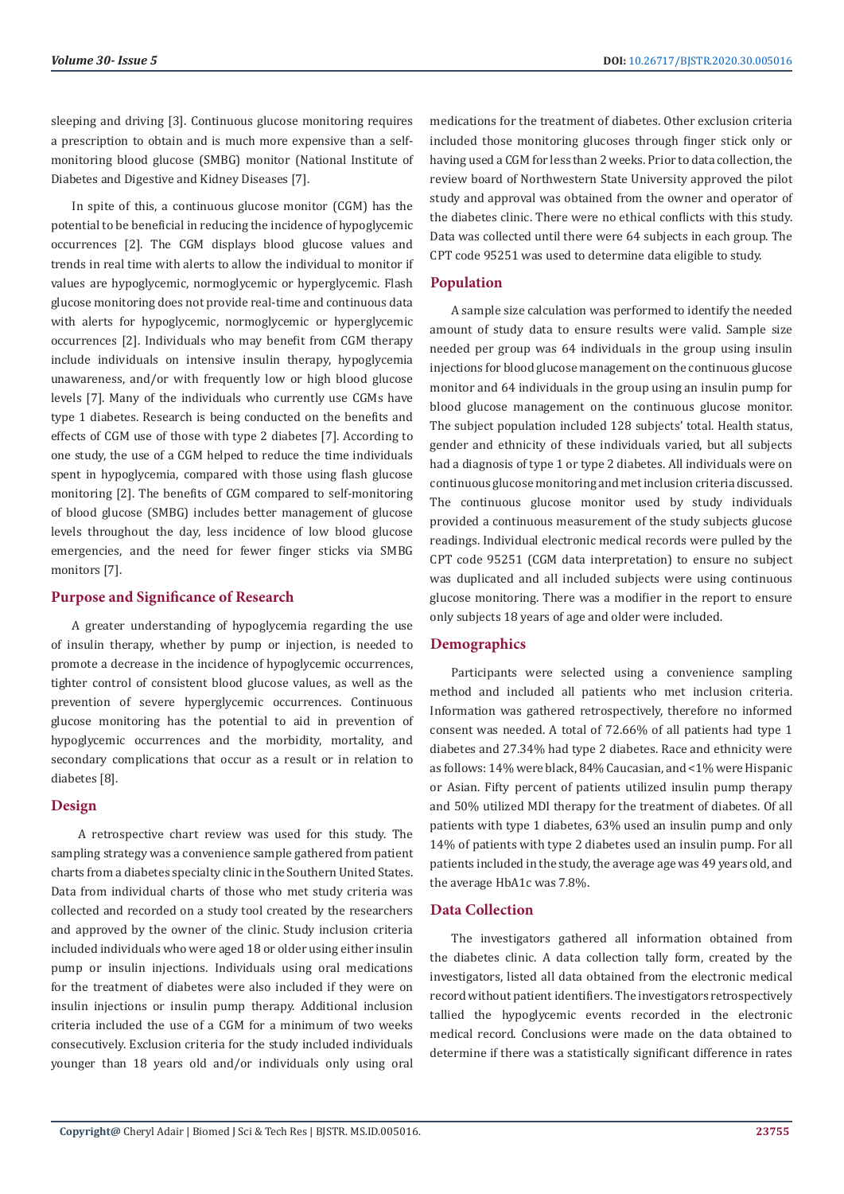sleeping and driving [3]. Continuous glucose monitoring requires a prescription to obtain and is much more expensive than a self-monitoring blood glucose (SMBG) monitor (National Institute of Diabetes and Digestive and Kidney Diseases [7].

In spite of this, a continuous glucose monitor (CGM) has the potential to be beneficial in reducing the incidence of hypoglycemic occurrences [2]. The CGM displays blood glucose values and trends in real time with alerts to allow the individual to monitor if values are hypoglycemic, normoglycemic or hyperglycemic. Flash glucose monitoring does not provide real-time and continuous data with alerts for hypoglycemic, normoglycemic or hyperglycemic occurrences [2]. Individuals who may benefit from CGM therapy include individuals on intensive insulin therapy, hypoglycemia unawareness, and/or with frequently low or high blood glucose levels [7]. Many of the individuals who currently use CGMs have type 1 diabetes. Research is being conducted on the benefits and effects of CGM use of those with type 2 diabetes [7]. According to one study, the use of a CGM helped to reduce the time individuals spent in hypoglycemia, compared with those using flash glucose monitoring [2]. The benefits of CGM compared to self-monitoring of blood glucose (SMBG) includes better management of glucose levels throughout the day, less incidence of low blood glucose emergencies, and the need for fewer finger sticks via SMBG monitors [7].

## Purpose and Significance of Research

A greater understanding of hypoglycemia regarding the use of insulin therapy, whether by pump or injection, is needed to promote a decrease in the incidence of hypoglycemic occurrences, tighter control of consistent blood glucose values, as well as the prevention of severe hyperglycemic occurrences. Continuous glucose monitoring has the potential to aid in prevention of hypoglycemic occurrences and the morbidity, mortality, and secondary complications that occur as a result or in relation to diabetes [8].

## Design

A retrospective chart review was used for this study. The sampling strategy was a convenience sample gathered from patient charts from a diabetes specialty clinic in the Southern United States. Data from individual charts of those who met study criteria was collected and recorded on a study tool created by the researchers and approved by the owner of the clinic. Study inclusion criteria included individuals who were aged 18 or older using either insulin pump or insulin injections. Individuals using oral medications for the treatment of diabetes were also included if they were on insulin injections or insulin pump therapy. Additional inclusion criteria included the use of a CGM for a minimum of two weeks consecutively. Exclusion criteria for the study included individuals younger than 18 years old and/or individuals only using oral medications for the treatment of diabetes. Other exclusion criteria included those monitoring glucoses through finger stick only or having used a CGM for less than 2 weeks. Prior to data collection, the review board of Northwestern State University approved the pilot study and approval was obtained from the owner and operator of the diabetes clinic. There were no ethical conflicts with this study. Data was collected until there were 64 subjects in each group. The CPT code 95251 was used to determine data eligible to study.

## Population

A sample size calculation was performed to identify the needed amount of study data to ensure results were valid. Sample size needed per group was 64 individuals in the group using insulin injections for blood glucose management on the continuous glucose monitor and 64 individuals in the group using an insulin pump for blood glucose management on the continuous glucose monitor. The subject population included 128 subjects' total. Health status, gender and ethnicity of these individuals varied, but all subjects had a diagnosis of type 1 or type 2 diabetes. All individuals were on continuous glucose monitoring and met inclusion criteria discussed. The continuous glucose monitor used by study individuals provided a continuous measurement of the study subjects glucose readings. Individual electronic medical records were pulled by the CPT code 95251 (CGM data interpretation) to ensure no subject was duplicated and all included subjects were using continuous glucose monitoring. There was a modifier in the report to ensure only subjects 18 years of age and older were included.

## Demographics

Participants were selected using a convenience sampling method and included all patients who met inclusion criteria. Information was gathered retrospectively, therefore no informed consent was needed. A total of 72.66% of all patients had type 1 diabetes and 27.34% had type 2 diabetes. Race and ethnicity were as follows: 14% were black, 84% Caucasian, and <1% were Hispanic or Asian. Fifty percent of patients utilized insulin pump therapy and 50% utilized MDI therapy for the treatment of diabetes. Of all patients with type 1 diabetes, 63% used an insulin pump and only 14% of patients with type 2 diabetes used an insulin pump. For all patients included in the study, the average age was 49 years old, and the average HbA1c was 7.8%.

## Data Collection

The investigators gathered all information obtained from the diabetes clinic. A data collection tally form, created by the investigators, listed all data obtained from the electronic medical record without patient identifiers. The investigators retrospectively tallied the hypoglycemic events recorded in the electronic medical record. Conclusions were made on the data obtained to determine if there was a statistically significant difference in rates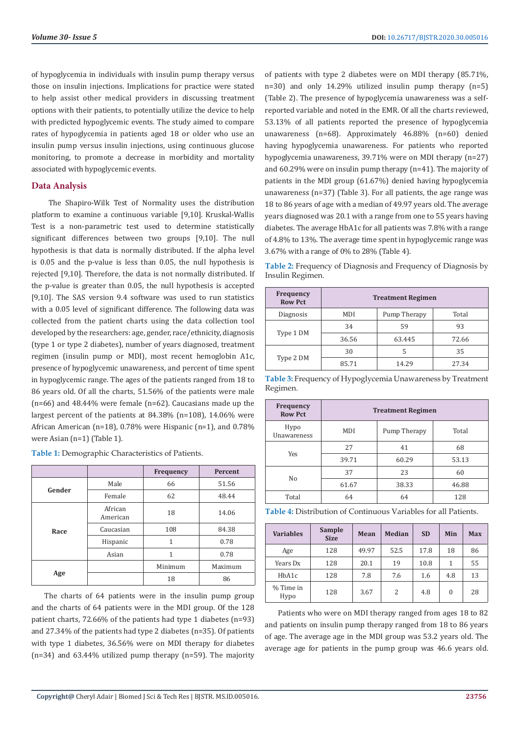of hypoglycemia in individuals with insulin pump therapy versus those on insulin injections. Implications for practice were stated to help assist other medical providers in discussing treatment options with their patients, to potentially utilize the device to help with predicted hypoglycemic events. The study aimed to compare rates of hypoglycemia in patients aged 18 or older who use an insulin pump versus insulin injections, using continuous glucose monitoring, to promote a decrease in morbidity and mortality associated with hypoglycemic events.

## Data Analysis

The Shapiro-Wilk Test of Normality uses the distribution platform to examine a continuous variable [9,10]. Kruskal-Wallis Test is a non-parametric test used to determine statistically significant differences between two groups [9,10]. The null hypothesis is that data is normally distributed. If the alpha level is 0.05 and the p-value is less than 0.05, the null hypothesis is rejected [9,10]. Therefore, the data is not normally distributed. If the p-value is greater than 0.05, the null hypothesis is accepted [9,10]. The SAS version 9.4 software was used to run statistics with a 0.05 level of significant difference. The following data was collected from the patient charts using the data collection tool developed by the researchers: age, gender, race/ethnicity, diagnosis (type 1 or type 2 diabetes), number of years diagnosed, treatment regimen (insulin pump or MDI), most recent hemoglobin A1c, presence of hypoglycemic unawareness, and percent of time spent in hypoglycemic range. The ages of the patients ranged from 18 to 86 years old. Of all the charts, 51.56% of the patients were male (n=66) and 48.44% were female (n=62). Caucasians made up the largest percent of the patients at 84.38% (n=108), 14.06% were African American (n=18), 0.78% were Hispanic (n=1), and 0.78% were Asian (n=1) (Table 1).

**Table 1:** Demographic Characteristics of Patients.

| | | Frequency | Percent |
|---|---|---|---|
| Gender | Male | 66 | 51.56 |
| | Female | 62 | 48.44 |
| Race | African American | 18 | 14.06 |
| | Caucasian | 108 | 84.38 |
| | Hispanic | 1 | 0.78 |
| | Asian | 1 | 0.78 |
| Age | | Minimum | Maximum |
| | | 18 | 86 |

The charts of 64 patients were in the insulin pump group and the charts of 64 patients were in the MDI group. Of the 128 patient charts, 72.66% of the patients had type 1 diabetes (n=93) and 27.34% of the patients had type 2 diabetes (n=35). Of patients with type 1 diabetes, 36.56% were on MDI therapy for diabetes (n=34) and 63.44% utilized pump therapy (n=59). The majority of patients with type 2 diabetes were on MDI therapy (85.71%, n=30) and only 14.29% utilized insulin pump therapy (n=5) (Table 2). The presence of hypoglycemia unawareness was a self-reported variable and noted in the EMR. Of all the charts reviewed, 53.13% of all patients reported the presence of hypoglycemia unawareness (n=68). Approximately 46.88% (n=60) denied having hypoglycemia unawareness. For patients who reported hypoglycemia unawareness, 39.71% were on MDI therapy (n=27) and 60.29% were on insulin pump therapy (n=41). The majority of patients in the MDI group (61.67%) denied having hypoglycemia unawareness (n=37) (Table 3). For all patients, the age range was 18 to 86 years of age with a median of 49.97 years old. The average years diagnosed was 20.1 with a range from one to 55 years having diabetes. The average HbA1c for all patients was 7.8% with a range of 4.8% to 13%. The average time spent in hypoglycemic range was 3.67% with a range of 0% to 28% (Table 4).

**Table 2:** Frequency of Diagnosis and Frequency of Diagnosis by Insulin Regimen.

| Frequency Row Pct | Treatment Regimen | | |
|---|---|---|---|
| Diagnosis | MDI | Pump Therapy | Total |
| Type 1 DM | 34 | 59 | 93 |
| | 36.56 | 63.445 | 72.66 |
| Type 2 DM | 30 | 5 | 35 |
| | 85.71 | 14.29 | 27.34 |

**Table 3:** Frequency of Hypoglycemia Unawareness by Treatment Regimen.

| Frequency Row Pct | Treatment Regimen | | |
|---|---|---|---|
| Hypo Unawareness | MDI | Pump Therapy | Total |
| Yes | 27 | 41 | 68 |
| | 39.71 | 60.29 | 53.13 |
| No | 37 | 23 | 60 |
| | 61.67 | 38.33 | 46.88 |
| Total | 64 | 64 | 128 |

**Table 4:** Distribution of Continuous Variables for all Patients.

| Variables | Sample Size | Mean | Median | SD | Min | Max |
|---|---|---|---|---|---|---|
| Age | 128 | 49.97 | 52.5 | 17.8 | 18 | 86 |
| Years Dx | 128 | 20.1 | 19 | 10.8 | 1 | 55 |
| HbA1c | 128 | 7.8 | 7.6 | 1.6 | 4.8 | 13 |
| % Time in Hypo | 128 | 3.67 | 2 | 4.8 | 0 | 28 |

Patients who were on MDI therapy ranged from ages 18 to 82 and patients on insulin pump therapy ranged from 18 to 86 years of age. The average age in the MDI group was 53.2 years old. The average age for patients in the pump group was 46.6 years old.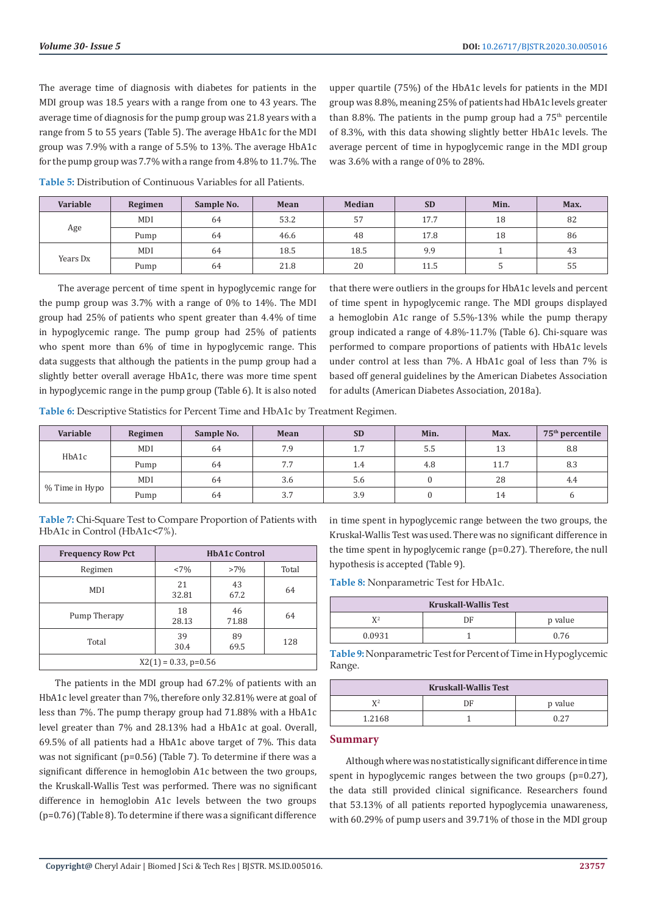The average time of diagnosis with diabetes for patients in the MDI group was 18.5 years with a range from one to 43 years. The average time of diagnosis for the pump group was 21.8 years with a range from 5 to 55 years (Table 5). The average HbA1c for the MDI group was 7.9% with a range of 5.5% to 13%. The average HbA1c for the pump group was 7.7% with a range from 4.8% to 11.7%. The upper quartile (75%) of the HbA1c levels for patients in the MDI group was 8.8%, meaning 25% of patients had HbA1c levels greater than 8.8%. The patients in the pump group had a 75th percentile of 8.3%, with this data showing slightly better HbA1c levels. The average percent of time in hypoglycemic range in the MDI group was 3.6% with a range of 0% to 28%.

**Table 5:** Distribution of Continuous Variables for all Patients.

| Variable | Regimen | Sample No. | Mean | Median | SD | Min. | Max. |
|---|---|---|---|---|---|---|---|
| Age | MDI | 64 | 53.2 | 57 | 17.7 | 18 | 82 |
| | Pump | 64 | 46.6 | 48 | 17.8 | 18 | 86 |
| Years Dx | MDI | 64 | 18.5 | 18.5 | 9.9 | 1 | 43 |
| | Pump | 64 | 21.8 | 20 | 11.5 | 5 | 55 |

The average percent of time spent in hypoglycemic range for the pump group was 3.7% with a range of 0% to 14%. The MDI group had 25% of patients who spent greater than 4.4% of time in hypoglycemic range. The pump group had 25% of patients who spent more than 6% of time in hypoglycemic range. This data suggests that although the patients in the pump group had a slightly better overall average HbA1c, there was more time spent in hypoglycemic range in the pump group (Table 6). It is also noted that there were outliers in the groups for HbA1c levels and percent of time spent in hypoglycemic range. The MDI groups displayed a hemoglobin A1c range of 5.5%-13% while the pump therapy group indicated a range of 4.8%-11.7% (Table 6). Chi-square was performed to compare proportions of patients with HbA1c levels under control at less than 7%. A HbA1c goal of less than 7% is based off general guidelines by the American Diabetes Association for adults (American Diabetes Association, 2018a).

**Table 6:** Descriptive Statistics for Percent Time and HbA1c by Treatment Regimen.

| Variable | Regimen | Sample No. | Mean | SD | Min. | Max. | 75th percentile |
|---|---|---|---|---|---|---|---|
| HbA1c | MDI | 64 | 7.9 | 1.7 | 5.5 | 13 | 8.8 |
| | Pump | 64 | 7.7 | 1.4 | 4.8 | 11.7 | 8.3 |
| % Time in Hypo | MDI | 64 | 3.6 | 5.6 | 0 | 28 | 4.4 |
| | Pump | 64 | 3.7 | 3.9 | 0 | 14 | 6 |

**Table 7:** Chi-Square Test to Compare Proportion of Patients with HbA1c in Control (HbA1c<7%).

| Frequency Row Pct | HbA1c Control | | |
|---|---|---|---|
| Regimen | <7% | >7% | Total |
| MDI | 21<br>32.81 | 43<br>67.2 | 64 |
| Pump Therapy | 18<br>28.13 | 46<br>71.88 | 64 |
| Total | 39<br>30.4 | 89<br>69.5 | 128 |
| $X2(1) = 0.33, p=0.56$ | | | |

The patients in the MDI group had 67.2% of patients with an HbA1c level greater than 7%, therefore only 32.81% were at goal of less than 7%. The pump therapy group had 71.88% with a HbA1c level greater than 7% and 28.13% had a HbA1c at goal. Overall, 69.5% of all patients had a HbA1c above target of 7%. This data was not significant (p=0.56) (Table 7). To determine if there was a significant difference in hemoglobin A1c between the two groups, the Kruskall-Wallis Test was performed. There was no significant difference in hemoglobin A1c levels between the two groups (p=0.76) (Table 8). To determine if there was a significant difference in time spent in hypoglycemic range between the two groups, the Kruskall-Wallis Test was used. There was no significant difference in the time spent in hypoglycemic range (p=0.27). Therefore, the null hypothesis is accepted (Table 9).

**Table 8:** Nonparametric Test for HbA1c.

| Kruskall-Wallis Test | | |
|---|---|---|
| $X^2$ | DF | p value |
| 0.0931 | 1 | 0.76 |

**Table 9:** Nonparametric Test for Percent of Time in Hypoglycemic Range.

| Kruskall-Wallis Test | | |
|---|---|---|
| $X^2$ | DF | p value |
| 1.2168 | 1 | 0.27 |

## Summary

Although where was no statistically significant difference in time spent in hypoglycemic ranges between the two groups (p=0.27), the data still provided clinical significance. Researchers found that 53.13% of all patients reported hypoglycemia unawareness, with 60.29% of pump users and 39.71% of those in the MDI group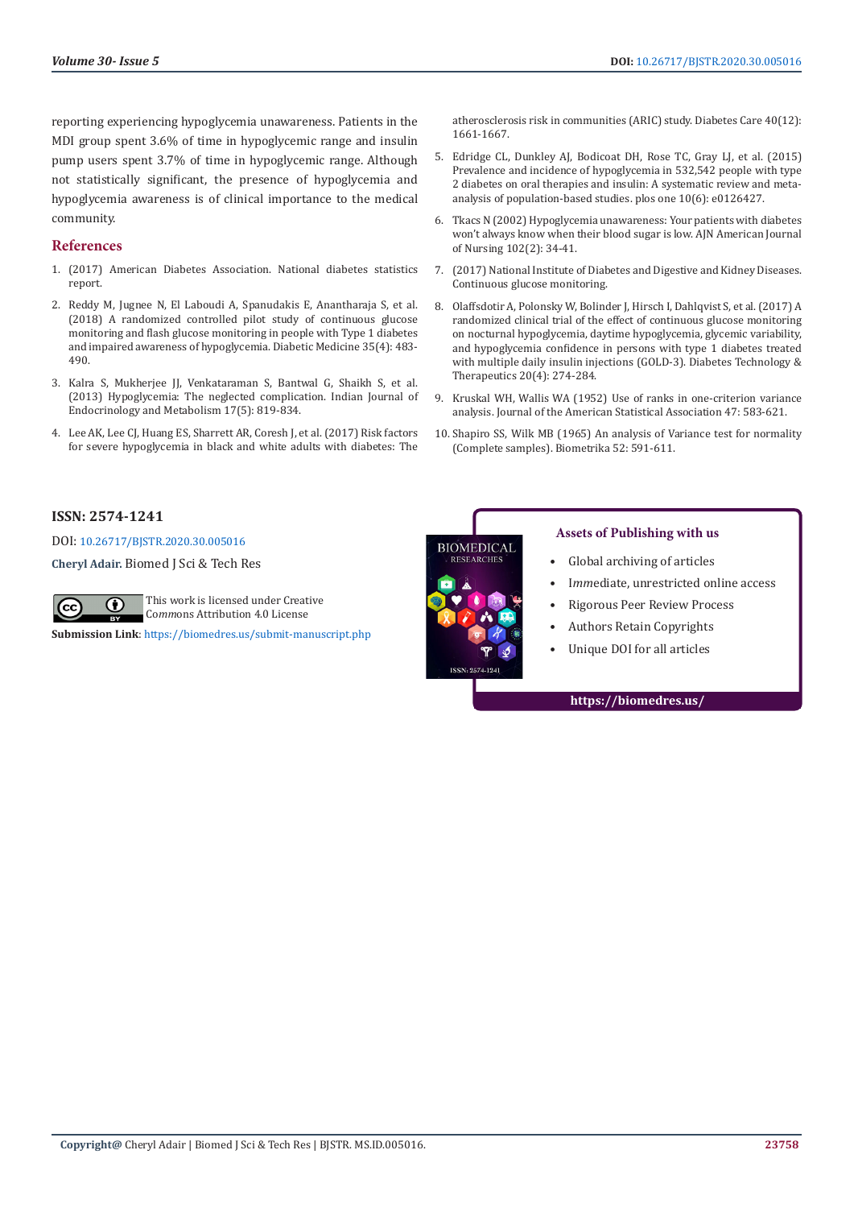reporting experiencing hypoglycemia unawareness. Patients in the MDI group spent 3.6% of time in hypoglycemic range and insulin pump users spent 3.7% of time in hypoglycemic range. Although not statistically significant, the presence of hypoglycemia and hypoglycemia awareness is of clinical importance to the medical community.

## References

1. (2017) American Diabetes Association. National diabetes statistics report.
2. Reddy M, Jugnee N, El Laboudi A, Spanudakis E, Anantharaja S, et al. (2018) A randomized controlled pilot study of continuous glucose monitoring and flash glucose monitoring in people with Type 1 diabetes and impaired awareness of hypoglycaemia. Diabetic Medicine 35(4): 483-490.
3. Kalra S, Mukherjee JJ, Venkataraman S, Bantwal G, Shaikh S, et al. (2013) Hypoglycemia: The neglected complication. Indian Journal of Endocrinology and Metabolism 17(5): 819-834.
4. Lee AK, Lee CJ, Huang ES, Sharrett AR, Coresh J, et al. (2017) Risk factors for severe hypoglycemia in black and white adults with diabetes: The atherosclerosis risk in communities (ARIC) study. Diabetes Care 40(12): 1661-1667.
5. Edridge CL, Dunkley AJ, Bodicoat DH, Rose TC, Gray LJ, et al. (2015) Prevalence and incidence of hypoglycemia in 532,542 people with type 2 diabetes on oral therapies and insulin: A systematic review and meta-analysis of population-based studies. plos one 10(6): e0126427.
6. Tkacs N (2002) Hypoglycemia unawareness: Your patients with diabetes won't always know when their blood sugar is low. AJN American Journal of Nursing 102(2): 34-41.
7. (2017) National Institute of Diabetes and Digestive and Kidney Diseases. Continuous glucose monitoring.
8. Olaffsdotir A, Polonsky W, Bolinder J, Hirsch I, Dahlqvist S, et al. (2017) A randomized clinical trial of the effect of continuous glucose monitoring on nocturnal hypoglycemia, daytime hypoglycemia, glycemic variability, and hypoglycemia confidence in persons with type 1 diabetes treated with multiple daily insulin injections (GOLD-3). Diabetes Technology & Therapeutics 20(4): 274-284.
9. Kruskal WH, Wallis WA (1952) Use of ranks in one-criterion variance analysis. Journal of the American Statistical Association 47: 583-621.
10. Shapiro SS, Wilk MB (1965) An analysis of Variance test for normality (Complete samples). Biometrika 52: 591-611.

**ISSN: 2574-1241**

DOI: 10.26717/BJSTR.2020.30.005016

**Cheryl Adair.** Biomed J Sci & Tech Res

This work is licensed under Creative Commons Attribution 4.0 License

**Submission Link**: https://biomedres.us/submit-manuscript.php

**Assets of Publishing with us**

- Global archiving of articles
- Immediate, unrestricted online access
- Rigorous Peer Review Process
- Authors Retain Copyrights
- Unique DOI for all articles

**https://biomedres.us/**